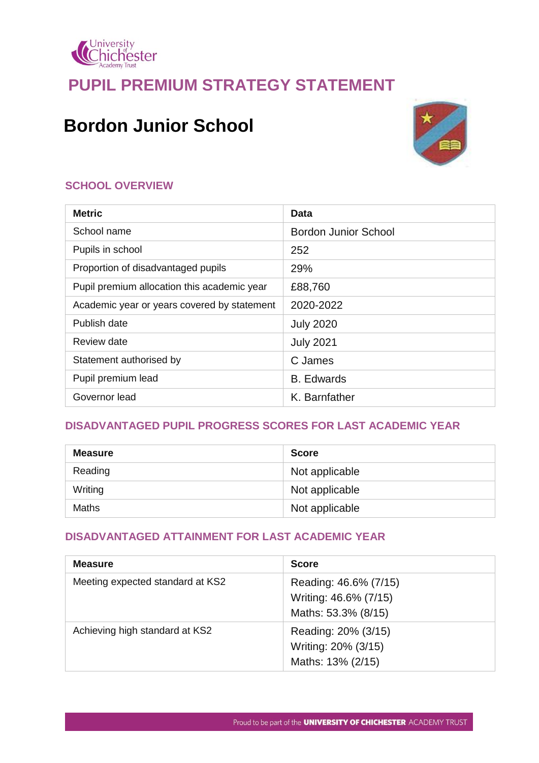# PUPIL PREMIUM STRATEGY STATEMENT

## Bordon Junior School

### SCHOOL OVERVIEW

| Metric | Data |
|---|---|
| School name | Bordon Junior School |
| Pupils in school | 252 |
| Proportion of disadvantaged pupils | 29% |
| Pupil premium allocation this academic year | £88,760 |
| Academic year or years covered by statement | 2020-2022 |
| Publish date | July 2020 |
| Review date | July 2021 |
| Statement authorised by | C James |
| Pupil premium lead | B. Edwards |
| Governor lead | K. Barnfather |

### DISADVANTAGED PUPIL PROGRESS SCORES FOR LAST ACADEMIC YEAR

| Measure | Score |
|---|---|
| Reading | Not applicable |
| Writing | Not applicable |
| Maths | Not applicable |

### DISADVANTAGED ATTAINMENT FOR LAST ACADEMIC YEAR

| Measure | Score |
|---|---|
| Meeting expected standard at KS2 | Reading: 46.6% (7/15)<br>Writing: 46.6% (7/15)<br>Maths: 53.3% (8/15) |
| Achieving high standard at KS2 | Reading: 20% (3/15)<br>Writing: 20% (3/15)<br>Maths: 13% (2/15) |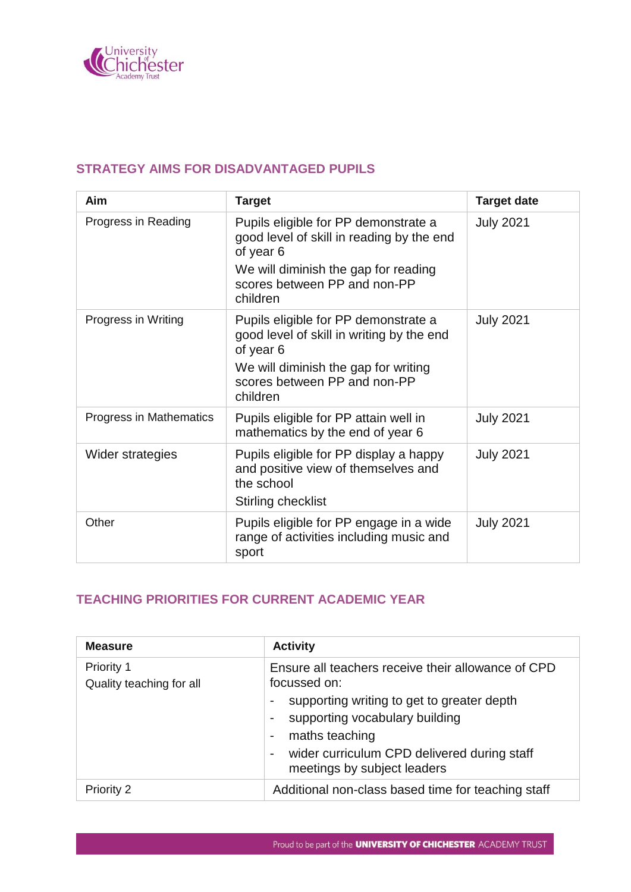## STRATEGY AIMS FOR DISADVANTAGED PUPILS

| Aim | Target | Target date |
|---|---|---|
| Progress in Reading | Pupils eligible for PP demonstrate a good level of skill in reading by the end of year 6<br>We will diminish the gap for reading scores between PP and non-PP children | July 2021 |
| Progress in Writing | Pupils eligible for PP demonstrate a good level of skill in writing by the end of year 6<br>We will diminish the gap for writing scores between PP and non-PP children | July 2021 |
| Progress in Mathematics | Pupils eligible for PP attain well in mathematics by the end of year 6 | July 2021 |
| Wider strategies | Pupils eligible for PP display a happy and positive view of themselves and the school<br>Stirling checklist | July 2021 |
| Other | Pupils eligible for PP engage in a wide range of activities including music and sport | July 2021 |

## TEACHING PRIORITIES FOR CURRENT ACADEMIC YEAR

| Measure | Activity |
|---|---|
| Priority 1<br>Quality teaching for all | Ensure all teachers receive their allowance of CPD focussed on:<br>- supporting writing to get to greater depth<br>- supporting vocabulary building<br>- maths teaching<br>- wider curriculum CPD delivered during staff meetings by subject leaders |
| Priority 2 | Additional non-class based time for teaching staff |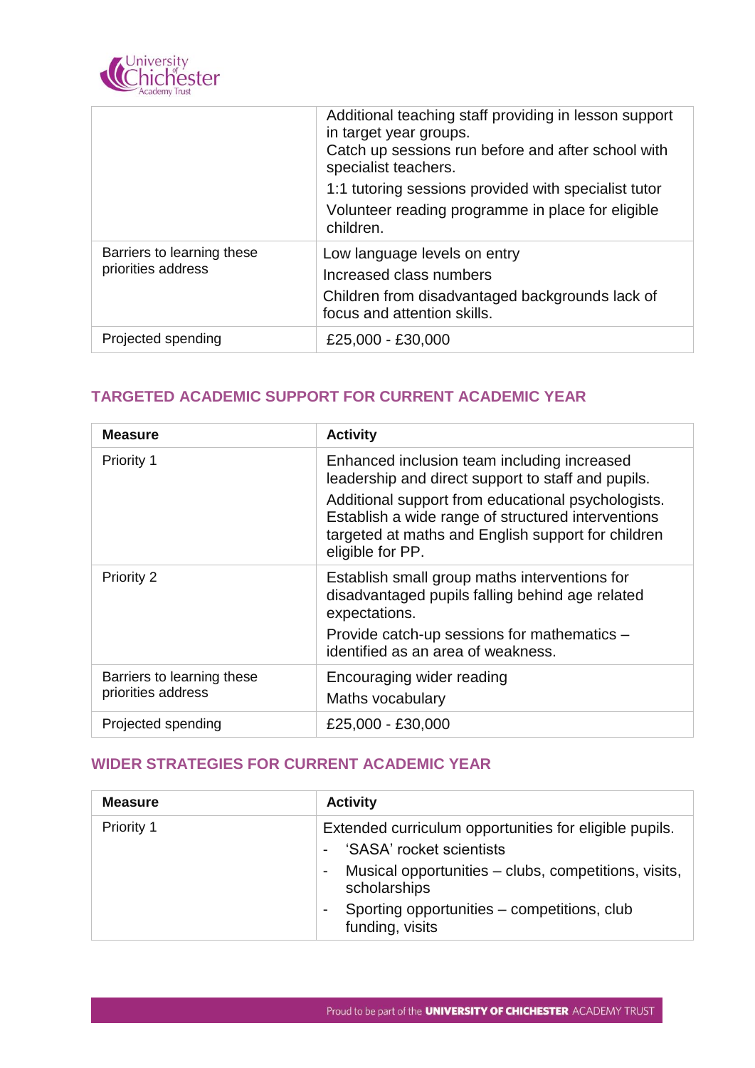| | |
|---|---|
| | Additional teaching staff providing in lesson support in target year groups.<br>Catch up sessions run before and after school with specialist teachers.<br>1:1 tutoring sessions provided with specialist tutor<br>Volunteer reading programme in place for eligible children. |
| Barriers to learning these priorities address | Low language levels on entry<br>Increased class numbers<br>Children from disadvantaged backgrounds lack of focus and attention skills. |
| Projected spending | £25,000 - £30,000 |

## TARGETED ACADEMIC SUPPORT FOR CURRENT ACADEMIC YEAR

| Measure | Activity |
|---|---|
| Priority 1 | Enhanced inclusion team including increased leadership and direct support to staff and pupils.<br>Additional support from educational psychologists. Establish a wide range of structured interventions targeted at maths and English support for children eligible for PP. |
| Priority 2 | Establish small group maths interventions for disadvantaged pupils falling behind age related expectations.<br>Provide catch-up sessions for mathematics – identified as an area of weakness. |
| Barriers to learning these priorities address | Encouraging wider reading<br>Maths vocabulary |
| Projected spending | £25,000 - £30,000 |

## WIDER STRATEGIES FOR CURRENT ACADEMIC YEAR

| Measure | Activity |
|---|---|
| Priority 1 | Extended curriculum opportunities for eligible pupils.<br>- 'SASA' rocket scientists<br>- Musical opportunities – clubs, competitions, visits, scholarships<br>- Sporting opportunities – competitions, club funding, visits |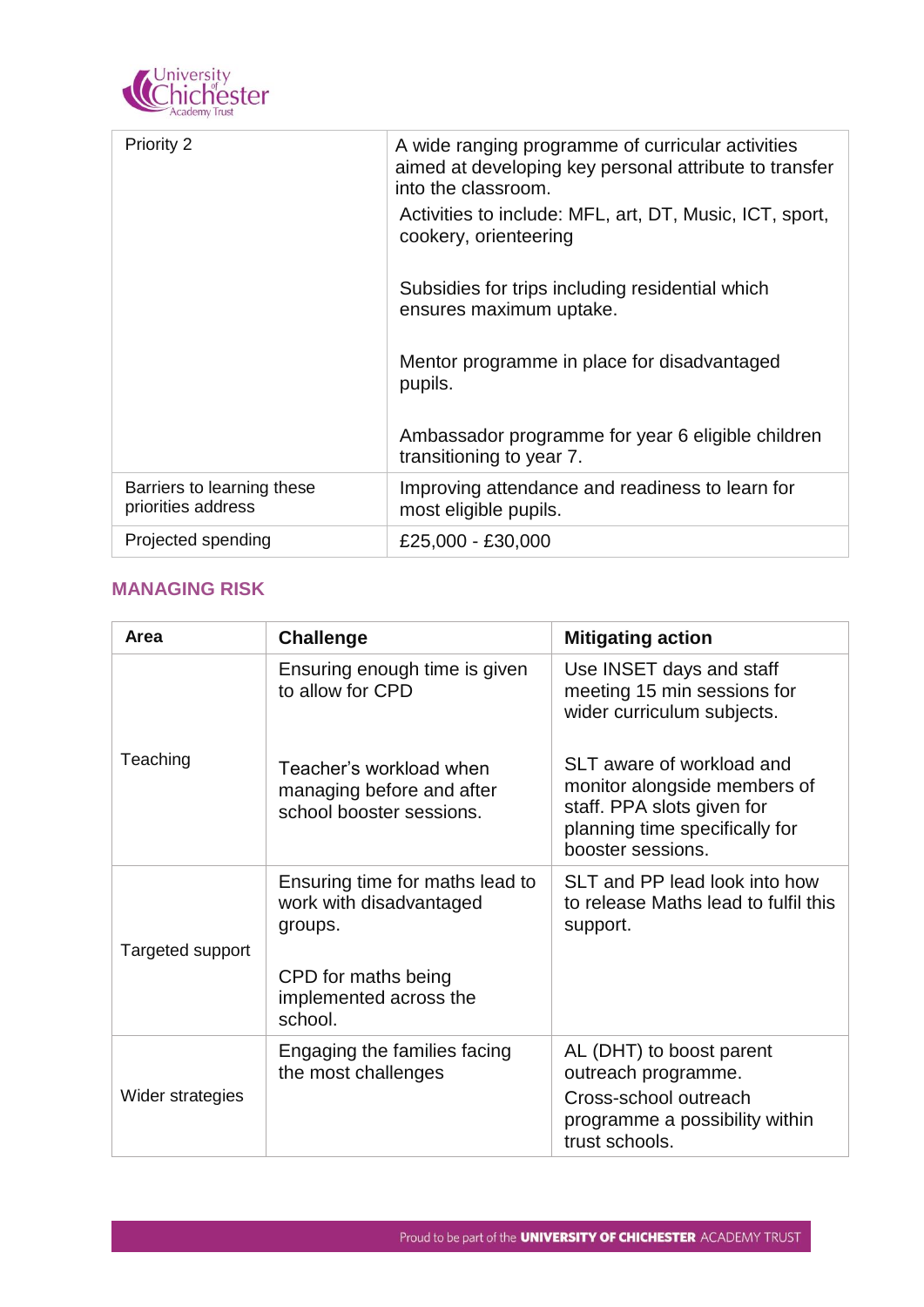| | |
|---|---|
| Priority 2 | A wide ranging programme of curricular activities aimed at developing key personal attribute to transfer into the classroom.<br>Activities to include: MFL, art, DT, Music, ICT, sport, cookery, orienteering<br><br>Subsidies for trips including residential which ensures maximum uptake.<br><br>Mentor programme in place for disadvantaged pupils.<br><br>Ambassador programme for year 6 eligible children transitioning to year 7. |
| Barriers to learning these priorities address | Improving attendance and readiness to learn for most eligible pupils. |
| Projected spending | £25,000 - £30,000 |

## MANAGING RISK

| Area | Challenge | Mitigating action |
|---|---|---|
| Teaching | Ensuring enough time is given to allow for CPD<br><br>Teacher's workload when managing before and after school booster sessions. | Use INSET days and staff meeting 15 min sessions for wider curriculum subjects.<br><br>SLT aware of workload and monitor alongside members of staff. PPA slots given for planning time specifically for booster sessions. |
| Targeted support | Ensuring time for maths lead to work with disadvantaged groups.<br><br>CPD for maths being implemented across the school. | SLT and PP lead look into how to release Maths lead to fulfil this support. |
| Wider strategies | Engaging the families facing the most challenges | AL (DHT) to boost parent outreach programme.<br>Cross-school outreach programme a possibility within trust schools. |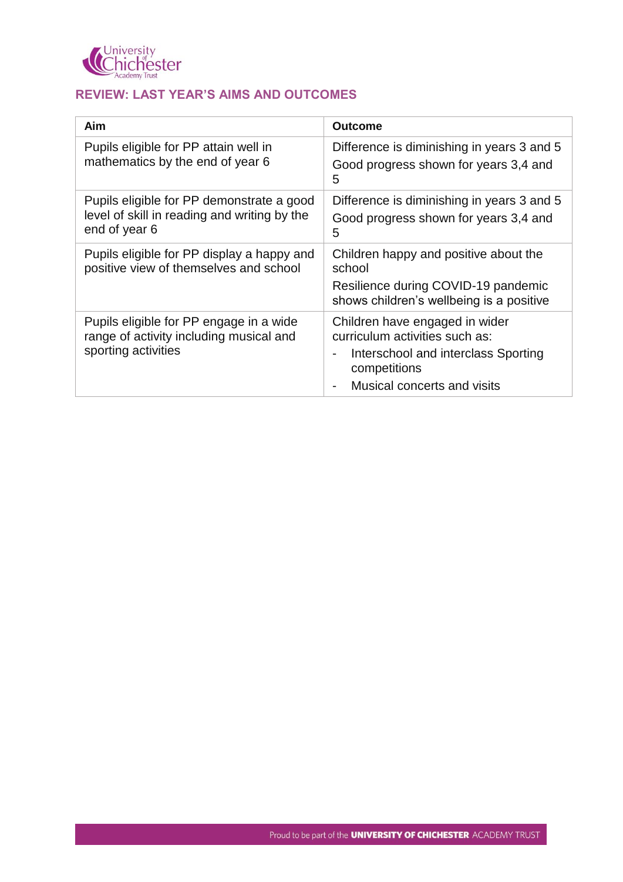## REVIEW: LAST YEAR'S AIMS AND OUTCOMES

| Aim | Outcome |
|---|---|
| Pupils eligible for PP attain well in mathematics by the end of year 6 | Difference is diminishing in years 3 and 5<br>Good progress shown for years 3,4 and 5 |
| Pupils eligible for PP demonstrate a good level of skill in reading and writing by the end of year 6 | Difference is diminishing in years 3 and 5<br>Good progress shown for years 3,4 and 5 |
| Pupils eligible for PP display a happy and positive view of themselves and school | Children happy and positive about the school<br>Resilience during COVID-19 pandemic shows children's wellbeing is a positive |
| Pupils eligible for PP engage in a wide range of activity including musical and sporting activities | Children have engaged in wider curriculum activities such as:<br>- Interschool and interclass Sporting competitions<br>- Musical concerts and visits |